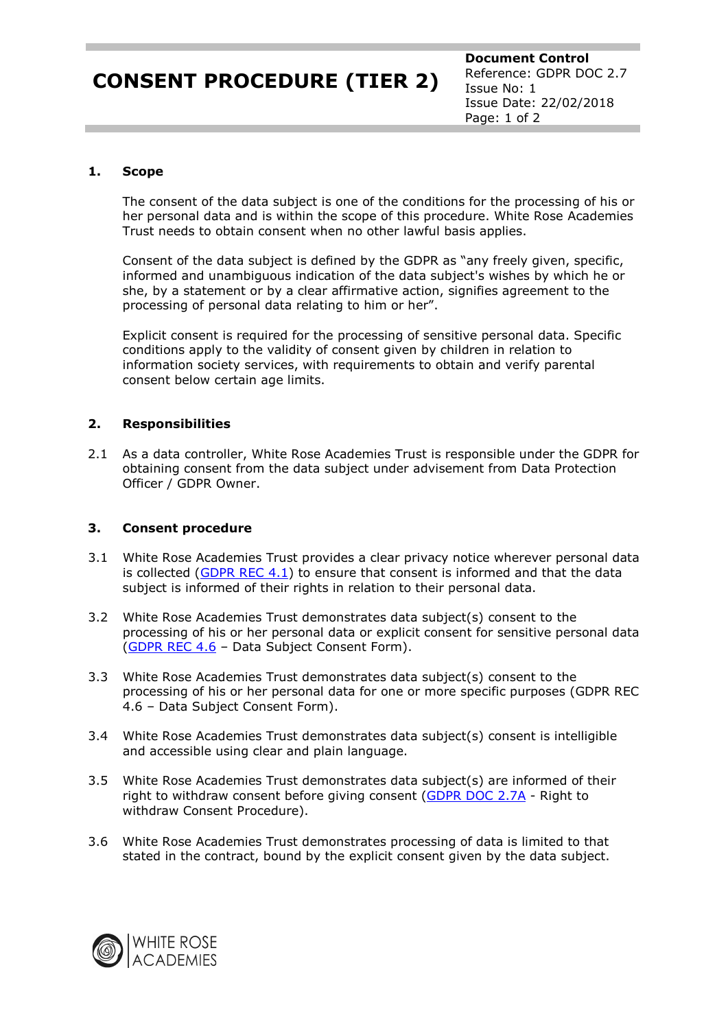# CONSENT PROCEDURE (TIER 2)

**Document Control**
Reference: GDPR DOC 2.7
Issue No: 1
Issue Date: 22/02/2018

## 1. Scope

The consent of the data subject is one of the conditions for the processing of his or her personal data and is within the scope of this procedure. White Rose Academies Trust needs to obtain consent when no other lawful basis applies.

Consent of the data subject is defined by the GDPR as "any freely given, specific, informed and unambiguous indication of the data subject's wishes by which he or she, by a statement or by a clear affirmative action, signifies agreement to the processing of personal data relating to him or her".

Explicit consent is required for the processing of sensitive personal data. Specific conditions apply to the validity of consent given by children in relation to information society services, with requirements to obtain and verify parental consent below certain age limits.

## 2. Responsibilities

2.1 As a data controller, White Rose Academies Trust is responsible under the GDPR for obtaining consent from the data subject under advisement from Data Protection Officer / GDPR Owner.

## 3. Consent procedure

3.1 White Rose Academies Trust provides a clear privacy notice wherever personal data is collected (GDPR REC 4.1) to ensure that consent is informed and that the data subject is informed of their rights in relation to their personal data.

3.2 White Rose Academies Trust demonstrates data subject(s) consent to the processing of his or her personal data or explicit consent for sensitive personal data (GDPR REC 4.6 – Data Subject Consent Form).

3.3 White Rose Academies Trust demonstrates data subject(s) consent to the processing of his or her personal data for one or more specific purposes (GDPR REC 4.6 – Data Subject Consent Form).

3.4 White Rose Academies Trust demonstrates data subject(s) consent is intelligible and accessible using clear and plain language.

3.5 White Rose Academies Trust demonstrates data subject(s) are informed of their right to withdraw consent before giving consent (GDPR DOC 2.7A - Right to withdraw Consent Procedure).

3.6 White Rose Academies Trust demonstrates processing of data is limited to that stated in the contract, bound by the explicit consent given by the data subject.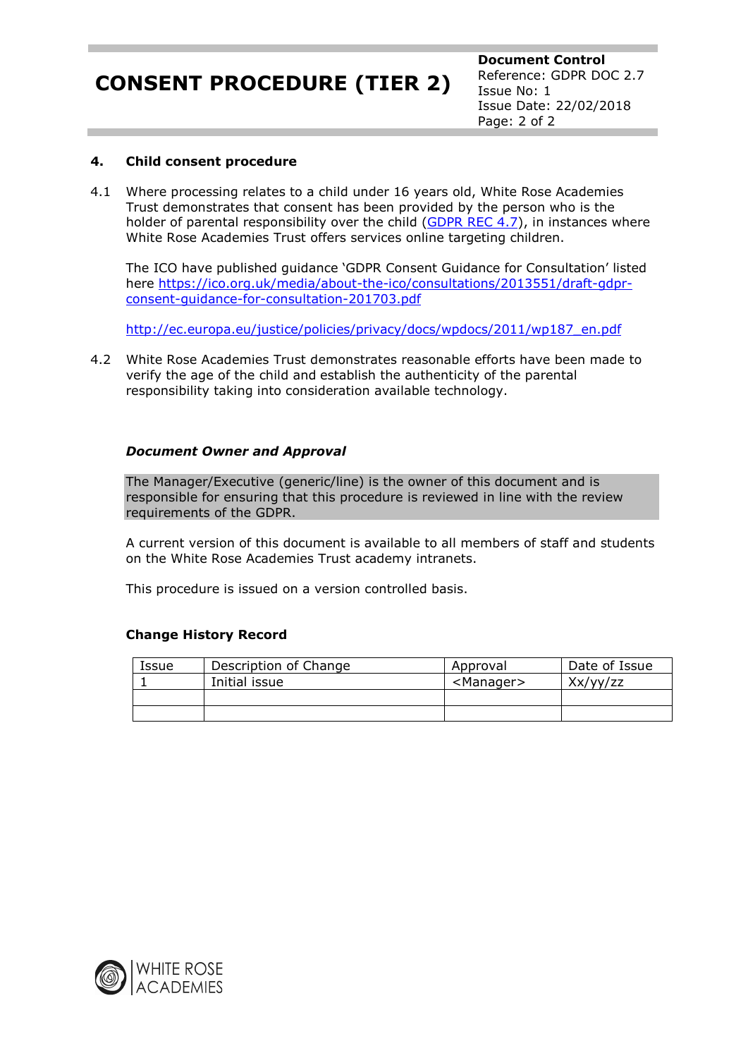## 4. Child consent procedure

4.1 Where processing relates to a child under 16 years old, White Rose Academies Trust demonstrates that consent has been provided by the person who is the holder of parental responsibility over the child (GDPR REC 4.7), in instances where White Rose Academies Trust offers services online targeting children.

The ICO have published guidance 'GDPR Consent Guidance for Consultation' listed here https://ico.org.uk/media/about-the-ico/consultations/2013551/draft-gdpr-consent-guidance-for-consultation-201703.pdf

http://ec.europa.eu/justice/policies/privacy/docs/wpdocs/2011/wp187_en.pdf

4.2 White Rose Academies Trust demonstrates reasonable efforts have been made to verify the age of the child and establish the authenticity of the parental responsibility taking into consideration available technology.

***Document Owner and Approval***

The Manager/Executive (generic/line) is the owner of this document and is responsible for ensuring that this procedure is reviewed in line with the review requirements of the GDPR.

A current version of this document is available to all members of staff and students on the White Rose Academies Trust academy intranets.

This procedure is issued on a version controlled basis.

**Change History Record**

| Issue | Description of Change | Approval | Date of Issue |
|---|---|---|---|
| 1 | Initial issue | <Manager> | Xx/yy/zz |
| | | | |
| | | | |